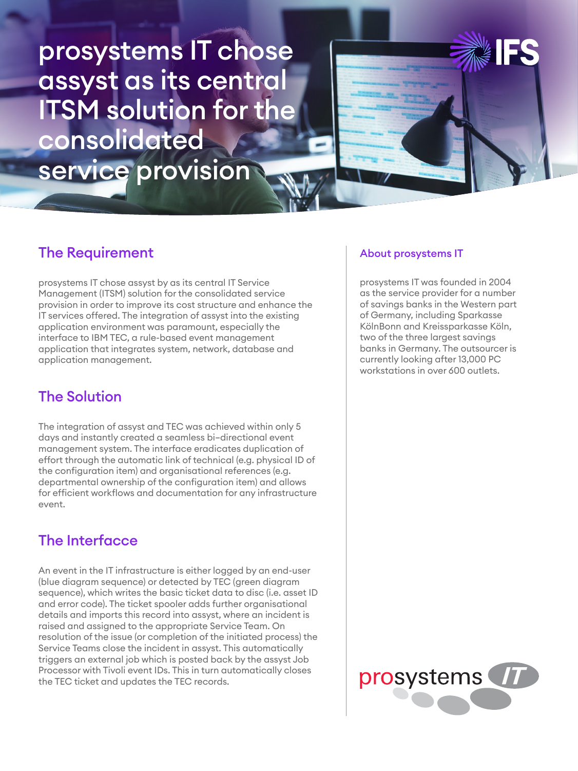# prosystems IT chose assyst as its central ITSM solution for the consolidated service provision

## The Requirement

prosystems IT chose assyst by as its central IT Service Management (ITSM) solution for the consolidated service provision in order to improve its cost structure and enhance the IT services offered. The integration of assyst into the existing application environment was paramount, especially the interface to IBM TEC, a rule-based event management application that integrates system, network, database and application management.

## The Solution

The integration of assyst and TEC was achieved within only 5 days and instantly created a seamless bi-directional event management system. The interface eradicates duplication of effort through the automatic link of technical (e.g. physical ID of the configuration item) and organisational references (e.g. departmental ownership of the configuration item) and allows for efficient workflows and documentation for any infrastructure event.

## The Interfacce

An event in the IT infrastructure is either logged by an end-user (blue diagram sequence) or detected by TEC (green diagram sequence), which writes the basic ticket data to disc (i.e. asset ID and error code). The ticket spooler adds further organisational details and imports this record into assyst, where an incident is raised and assigned to the appropriate Service Team. On resolution of the issue (or completion of the initiated process) the Service Teams close the incident in assyst. This automatically triggers an external job which is posted back by the assyst Job Processor with Tivoli event IDs. This in turn automatically closes the TEC ticket and updates the TEC records.

### About prosystems IT

prosystems IT was founded in 2004 as the service provider for a number of savings banks in the Western part of Germany, including Sparkasse KölnBonn and Kreissparkasse Köln, two of the three largest savings banks in Germany. The outsourcer is currently looking after 13,000 PC workstations in over 600 outlets.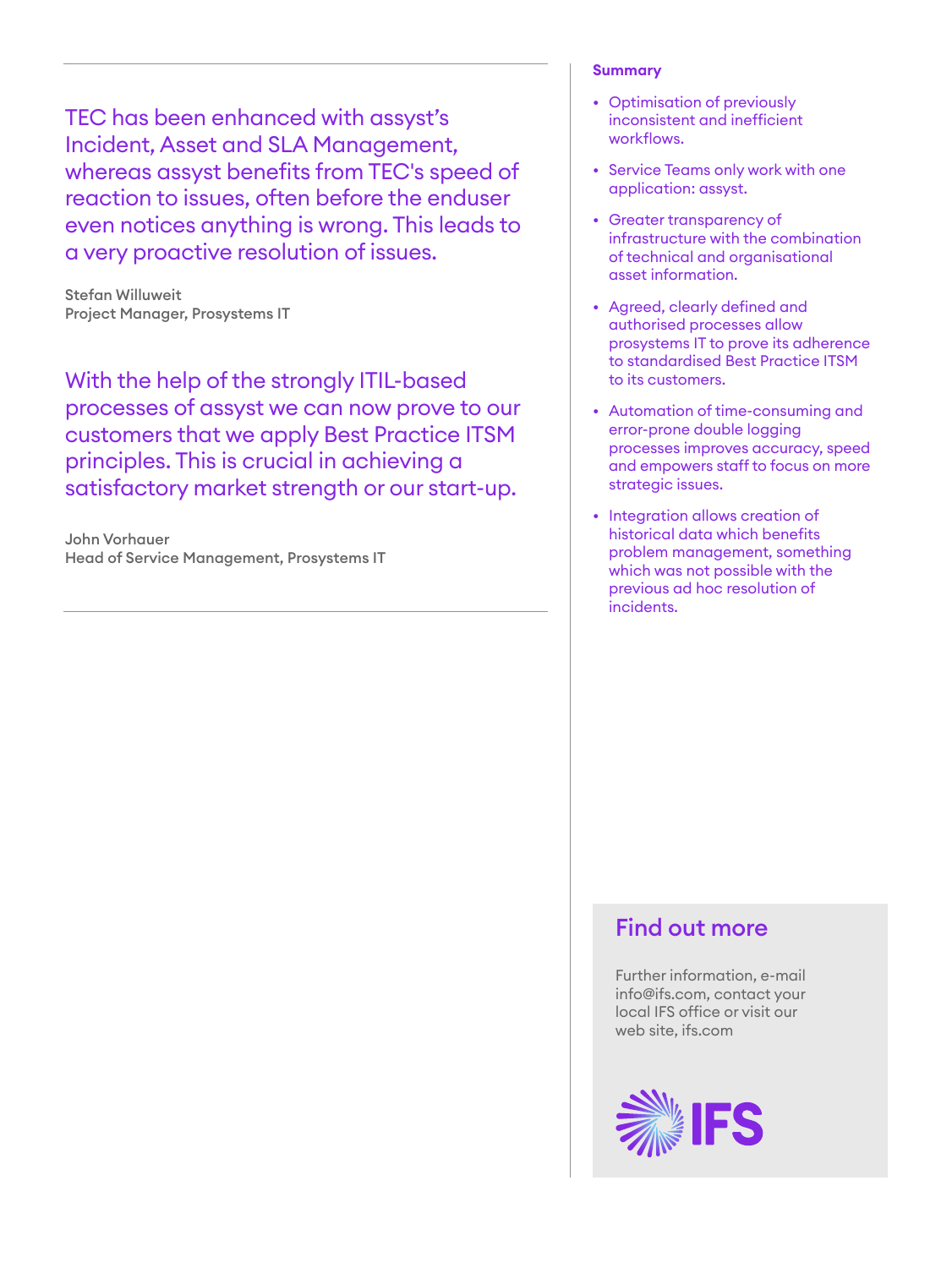TEC has been enhanced with assyst's Incident, Asset and SLA Management, whereas assyst benefits from TEC's speed of reaction to issues, often before the enduser even notices anything is wrong. This leads to a very proactive resolution of issues.

Stefan Willuweit
Project Manager, Prosystems IT

With the help of the strongly ITIL-based processes of assyst we can now prove to our customers that we apply Best Practice ITSM principles. This is crucial in achieving a satisfactory market strength or our start-up.

John Vorhauer
Head of Service Management, Prosystems IT

**Summary**

- Optimisation of previously inconsistent and inefficient workflows.
- Service Teams only work with one application: assyst.
- Greater transparency of infrastructure with the combination of technical and organisational asset information.
- Agreed, clearly defined and authorised processes allow prosystems IT to prove its adherence to standardised Best Practice ITSM to its customers.
- Automation of time-consuming and error-prone double logging processes improves accuracy, speed and empowers staff to focus on more strategic issues.
- Integration allows creation of historical data which benefits problem management, something which was not possible with the previous ad hoc resolution of incidents.

## Find out more

Further information, e-mail info@ifs.com, contact your local IFS office or visit our web site, ifs.com

IFS